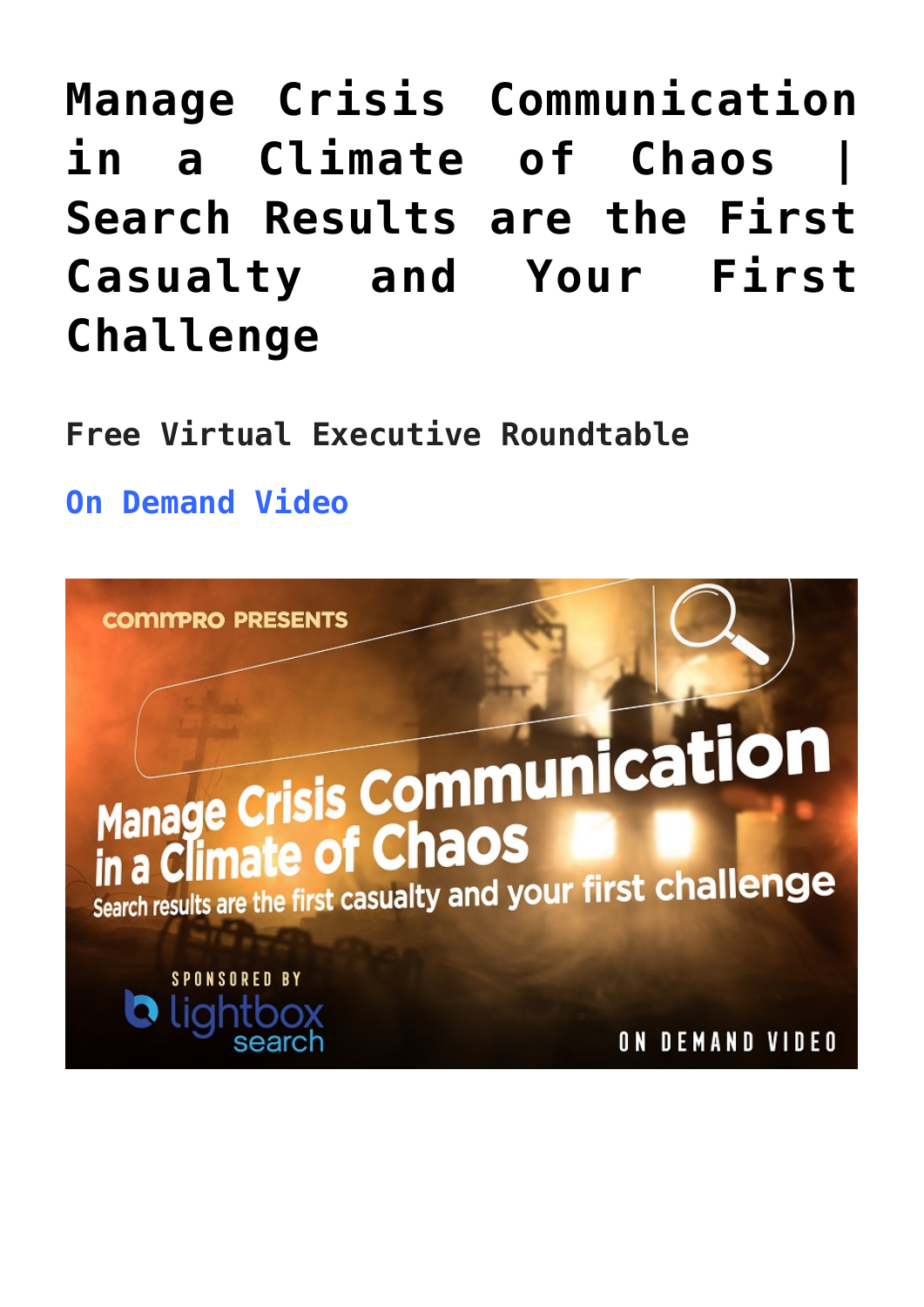# Manage Crisis Communication in a Climate of Chaos | Search Results are the First Casualty and Your First Challenge

**Free Virtual Executive Roundtable**

On Demand Video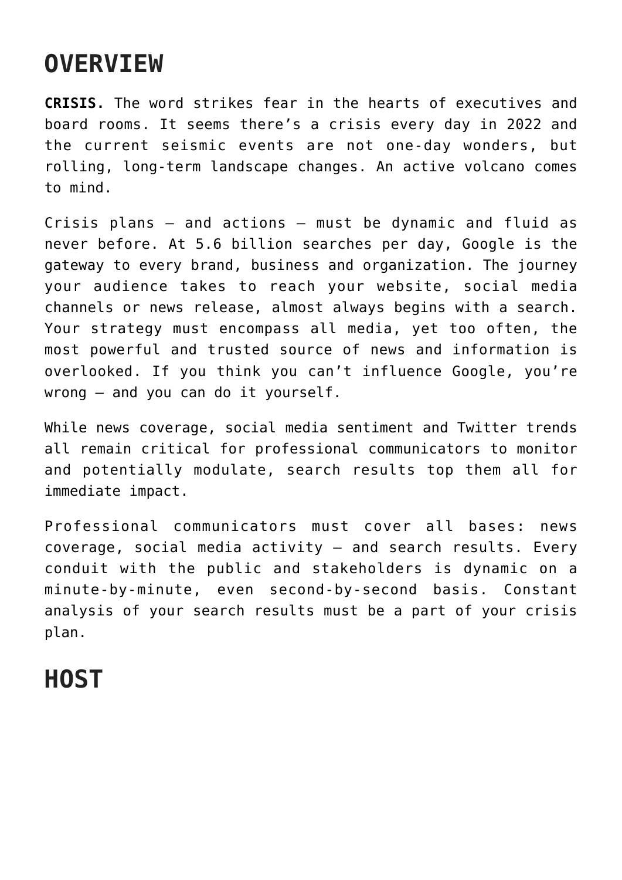## OVERVIEW

**CRISIS.** The word strikes fear in the hearts of executives and board rooms. It seems there's a crisis every day in 2022 and the current seismic events are not one-day wonders, but rolling, long-term landscape changes. An active volcano comes to mind.

Crisis plans – and actions – must be dynamic and fluid as never before. At 5.6 billion searches per day, Google is the gateway to every brand, business and organization. The journey your audience takes to reach your website, social media channels or news release, almost always begins with a search. Your strategy must encompass all media, yet too often, the most powerful and trusted source of news and information is overlooked. If you think you can't influence Google, you're wrong – and you can do it yourself.

While news coverage, social media sentiment and Twitter trends all remain critical for professional communicators to monitor and potentially modulate, search results top them all for immediate impact.

Professional communicators must cover all bases: news coverage, social media activity – and search results. Every conduit with the public and stakeholders is dynamic on a minute-by-minute, even second-by-second basis. Constant analysis of your search results must be a part of your crisis plan.

## HOST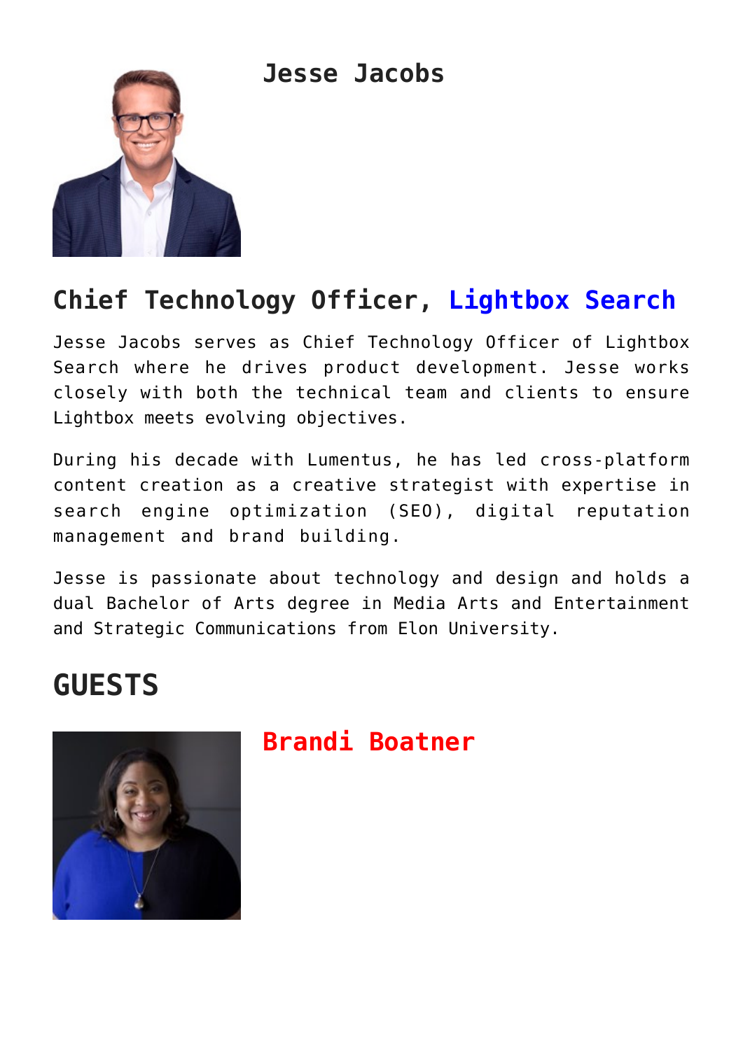### Jesse Jacobs

## Chief Technology Officer, Lightbox Search

Jesse Jacobs serves as Chief Technology Officer of Lightbox Search where he drives product development. Jesse works closely with both the technical team and clients to ensure Lightbox meets evolving objectives.

During his decade with Lumentus, he has led cross-platform content creation as a creative strategist with expertise in search engine optimization (SEO), digital reputation management and brand building.

Jesse is passionate about technology and design and holds a dual Bachelor of Arts degree in Media Arts and Entertainment and Strategic Communications from Elon University.

# GUESTS

### Brandi Boatner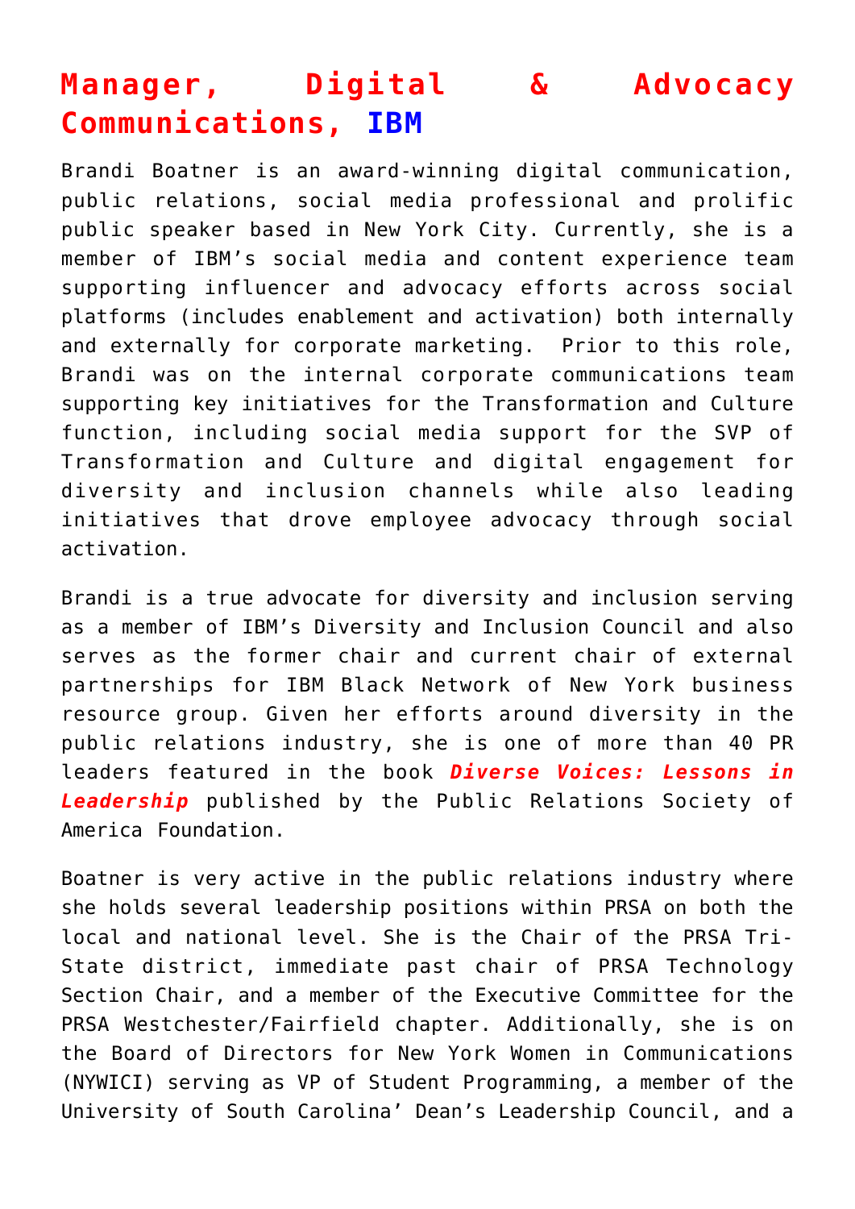## Manager, Digital & Advocacy Communications, IBM

Brandi Boatner is an award-winning digital communication, public relations, social media professional and prolific public speaker based in New York City. Currently, she is a member of IBM's social media and content experience team supporting influencer and advocacy efforts across social platforms (includes enablement and activation) both internally and externally for corporate marketing. Prior to this role, Brandi was on the internal corporate communications team supporting key initiatives for the Transformation and Culture function, including social media support for the SVP of Transformation and Culture and digital engagement for diversity and inclusion channels while also leading initiatives that drove employee advocacy through social activation.

Brandi is a true advocate for diversity and inclusion serving as a member of IBM's Diversity and Inclusion Council and also serves as the former chair and current chair of external partnerships for IBM Black Network of New York business resource group. Given her efforts around diversity in the public relations industry, she is one of more than 40 PR leaders featured in the book ***Diverse Voices: Lessons in Leadership*** published by the Public Relations Society of America Foundation.

Boatner is very active in the public relations industry where she holds several leadership positions within PRSA on both the local and national level. She is the Chair of the PRSA Tri-State district, immediate past chair of PRSA Technology Section Chair, and a member of the Executive Committee for the PRSA Westchester/Fairfield chapter. Additionally, she is on the Board of Directors for New York Women in Communications (NYWICI) serving as VP of Student Programming, a member of the University of South Carolina' Dean's Leadership Council, and a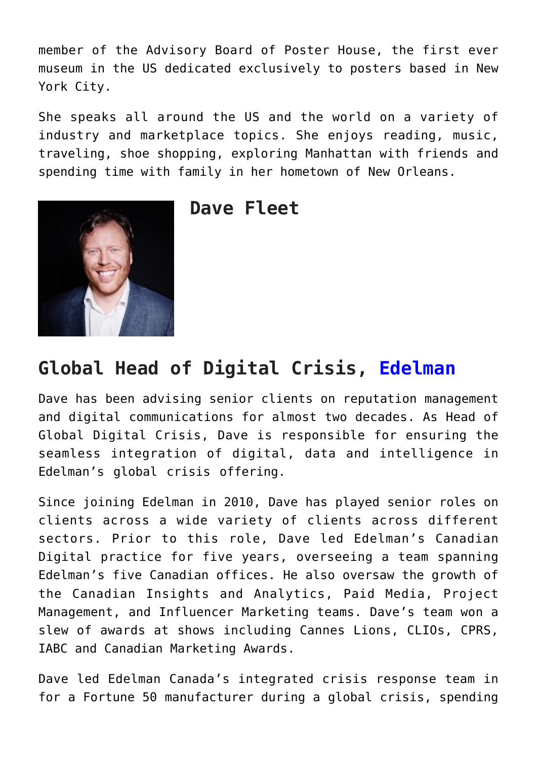member of the Advisory Board of Poster House, the first ever museum in the US dedicated exclusively to posters based in New York City.

She speaks all around the US and the world on a variety of industry and marketplace topics. She enjoys reading, music, traveling, shoe shopping, exploring Manhattan with friends and spending time with family in her hometown of New Orleans.

### Dave Fleet

## Global Head of Digital Crisis, Edelman

Dave has been advising senior clients on reputation management and digital communications for almost two decades. As Head of Global Digital Crisis, Dave is responsible for ensuring the seamless integration of digital, data and intelligence in Edelman's global crisis offering.

Since joining Edelman in 2010, Dave has played senior roles on clients across a wide variety of clients across different sectors. Prior to this role, Dave led Edelman's Canadian Digital practice for five years, overseeing a team spanning Edelman's five Canadian offices. He also oversaw the growth of the Canadian Insights and Analytics, Paid Media, Project Management, and Influencer Marketing teams. Dave's team won a slew of awards at shows including Cannes Lions, CLIOs, CPRS, IABC and Canadian Marketing Awards.

Dave led Edelman Canada's integrated crisis response team in for a Fortune 50 manufacturer during a global crisis, spending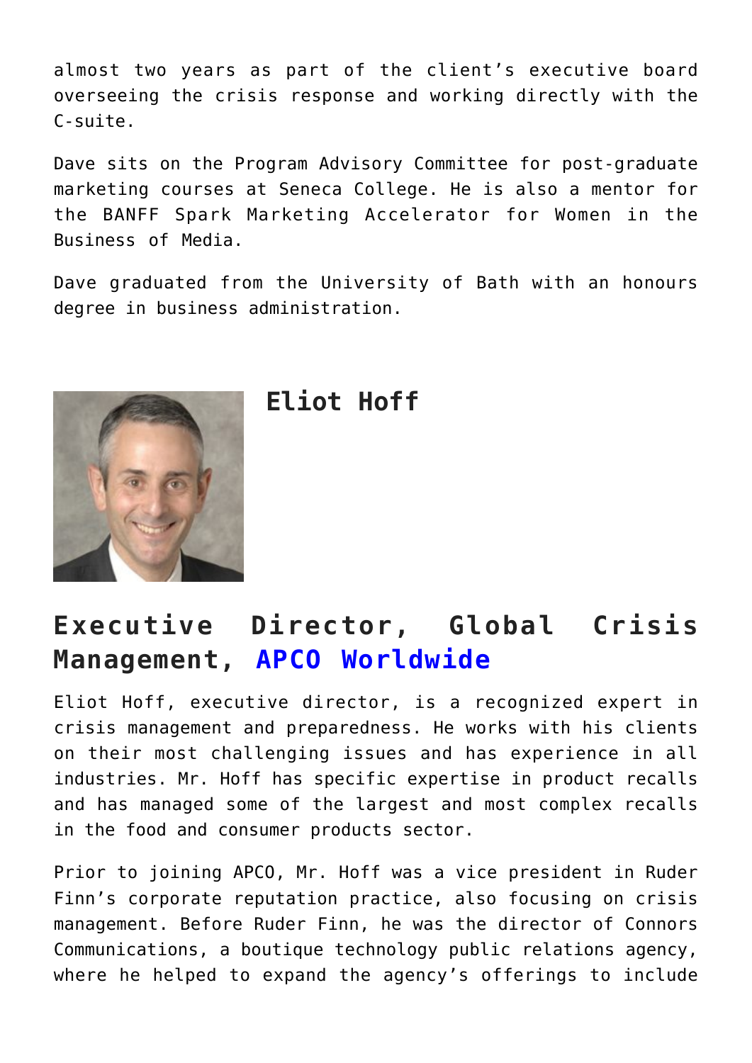almost two years as part of the client's executive board overseeing the crisis response and working directly with the C-suite.

Dave sits on the Program Advisory Committee for post-graduate marketing courses at Seneca College. He is also a mentor for the BANFF Spark Marketing Accelerator for Women in the Business of Media.

Dave graduated from the University of Bath with an honours degree in business administration.

## Eliot Hoff

## Executive Director, Global Crisis Management, APCO Worldwide

Eliot Hoff, executive director, is a recognized expert in crisis management and preparedness. He works with his clients on their most challenging issues and has experience in all industries. Mr. Hoff has specific expertise in product recalls and has managed some of the largest and most complex recalls in the food and consumer products sector.

Prior to joining APCO, Mr. Hoff was a vice president in Ruder Finn's corporate reputation practice, also focusing on crisis management. Before Ruder Finn, he was the director of Connors Communications, a boutique technology public relations agency, where he helped to expand the agency's offerings to include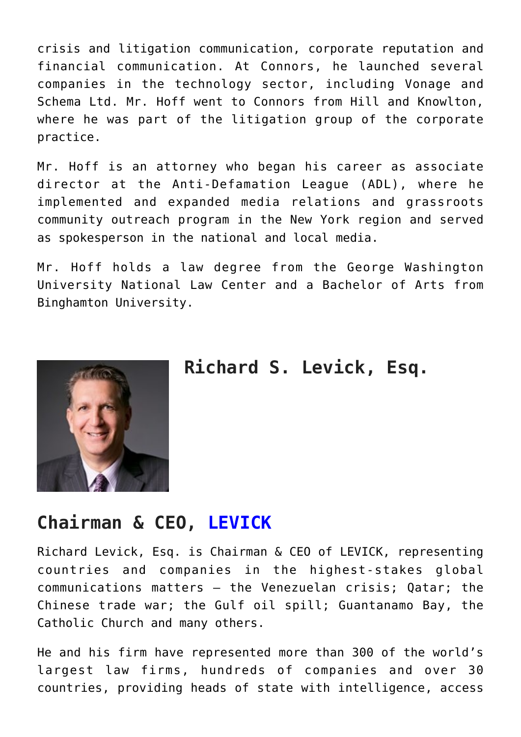crisis and litigation communication, corporate reputation and financial communication. At Connors, he launched several companies in the technology sector, including Vonage and Schema Ltd. Mr. Hoff went to Connors from Hill and Knowlton, where he was part of the litigation group of the corporate practice.

Mr. Hoff is an attorney who began his career as associate director at the Anti-Defamation League (ADL), where he implemented and expanded media relations and grassroots community outreach program in the New York region and served as spokesperson in the national and local media.

Mr. Hoff holds a law degree from the George Washington University National Law Center and a Bachelor of Arts from Binghamton University.

### Richard S. Levick, Esq.

## Chairman & CEO, LEVICK

Richard Levick, Esq. is Chairman & CEO of LEVICK, representing countries and companies in the highest-stakes global communications matters – the Venezuelan crisis; Qatar; the Chinese trade war; the Gulf oil spill; Guantanamo Bay, the Catholic Church and many others.

He and his firm have represented more than 300 of the world's largest law firms, hundreds of companies and over 30 countries, providing heads of state with intelligence, access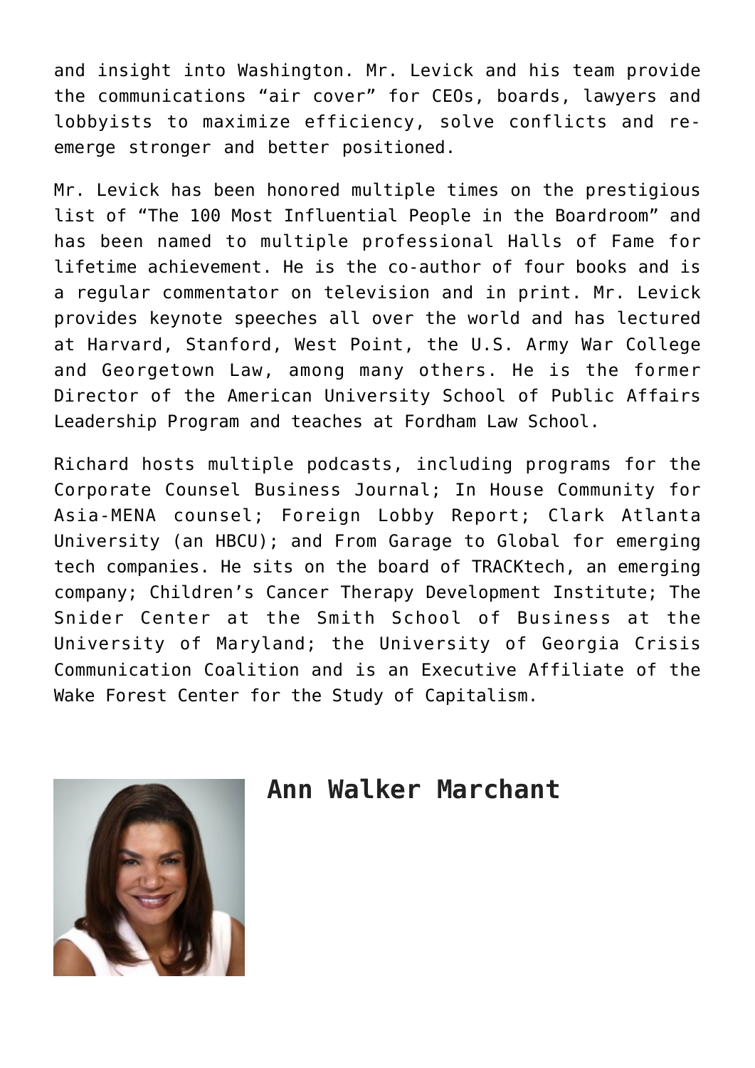and insight into Washington. Mr. Levick and his team provide the communications “air cover” for CEOs, boards, lawyers and lobbyists to maximize efficiency, solve conflicts and re-emerge stronger and better positioned.

Mr. Levick has been honored multiple times on the prestigious list of “The 100 Most Influential People in the Boardroom” and has been named to multiple professional Halls of Fame for lifetime achievement. He is the co-author of four books and is a regular commentator on television and in print. Mr. Levick provides keynote speeches all over the world and has lectured at Harvard, Stanford, West Point, the U.S. Army War College and Georgetown Law, among many others. He is the former Director of the American University School of Public Affairs Leadership Program and teaches at Fordham Law School.

Richard hosts multiple podcasts, including programs for the Corporate Counsel Business Journal; In House Community for Asia-MENA counsel; Foreign Lobby Report; Clark Atlanta University (an HBCU); and From Garage to Global for emerging tech companies. He sits on the board of TRACKtech, an emerging company; Children’s Cancer Therapy Development Institute; The Snider Center at the Smith School of Business at the University of Maryland; the University of Georgia Crisis Communication Coalition and is an Executive Affiliate of the Wake Forest Center for the Study of Capitalism.

## Ann Walker Marchant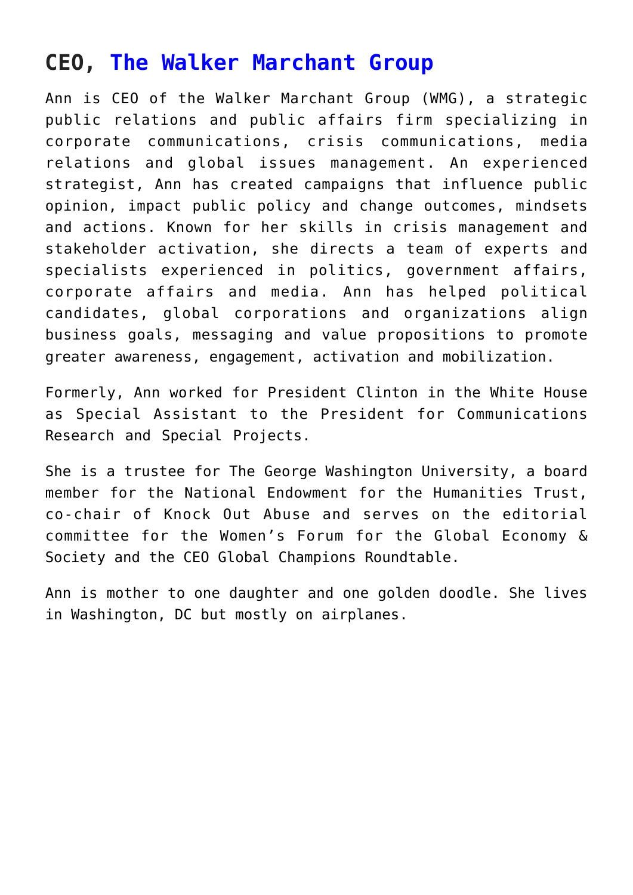## CEO, The Walker Marchant Group

Ann is CEO of the Walker Marchant Group (WMG), a strategic public relations and public affairs firm specializing in corporate communications, crisis communications, media relations and global issues management. An experienced strategist, Ann has created campaigns that influence public opinion, impact public policy and change outcomes, mindsets and actions. Known for her skills in crisis management and stakeholder activation, she directs a team of experts and specialists experienced in politics, government affairs, corporate affairs and media. Ann has helped political candidates, global corporations and organizations align business goals, messaging and value propositions to promote greater awareness, engagement, activation and mobilization.

Formerly, Ann worked for President Clinton in the White House as Special Assistant to the President for Communications Research and Special Projects.

She is a trustee for The George Washington University, a board member for the National Endowment for the Humanities Trust, co-chair of Knock Out Abuse and serves on the editorial committee for the Women's Forum for the Global Economy & Society and the CEO Global Champions Roundtable.

Ann is mother to one daughter and one golden doodle. She lives in Washington, DC but mostly on airplanes.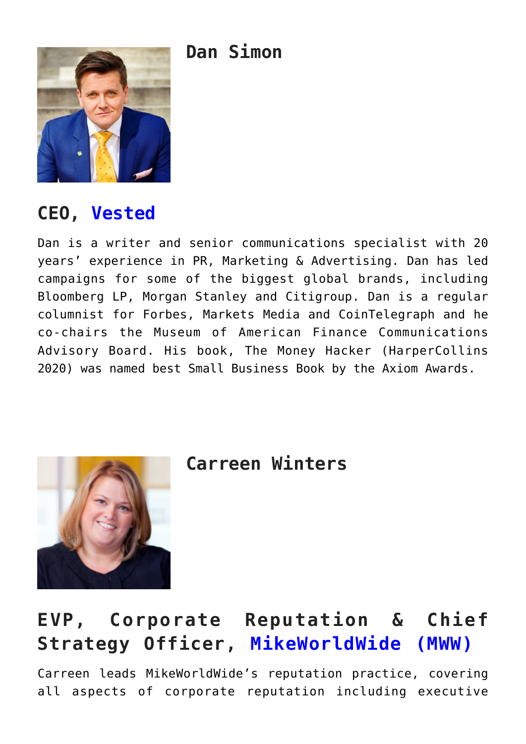### Dan Simon

## CEO, Vested

Dan is a writer and senior communications specialist with 20 years' experience in PR, Marketing & Advertising. Dan has led campaigns for some of the biggest global brands, including Bloomberg LP, Morgan Stanley and Citigroup. Dan is a regular columnist for Forbes, Markets Media and CoinTelegraph and he co-chairs the Museum of American Finance Communications Advisory Board. His book, The Money Hacker (HarperCollins 2020) was named best Small Business Book by the Axiom Awards.

### Carreen Winters

## EVP, Corporate Reputation & Chief Strategy Officer, MikeWorldWide (MWW)

Carreen leads MikeWorldWide's reputation practice, covering all aspects of corporate reputation including executive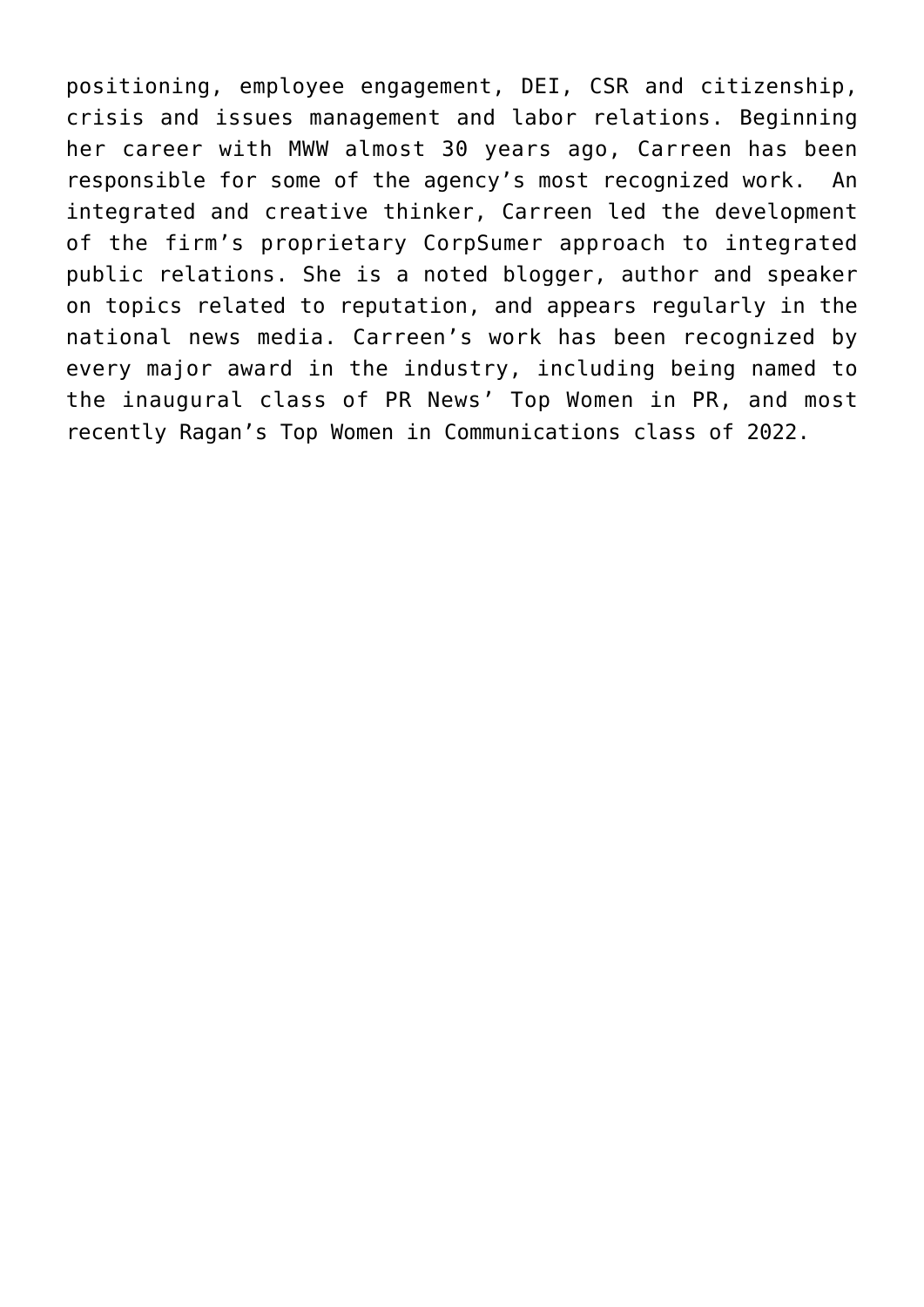positioning, employee engagement, DEI, CSR and citizenship, crisis and issues management and labor relations. Beginning her career with MWW almost 30 years ago, Carreen has been responsible for some of the agency's most recognized work. An integrated and creative thinker, Carreen led the development of the firm's proprietary CorpSumer approach to integrated public relations. She is a noted blogger, author and speaker on topics related to reputation, and appears regularly in the national news media. Carreen's work has been recognized by every major award in the industry, including being named to the inaugural class of PR News' Top Women in PR, and most recently Ragan's Top Women in Communications class of 2022.